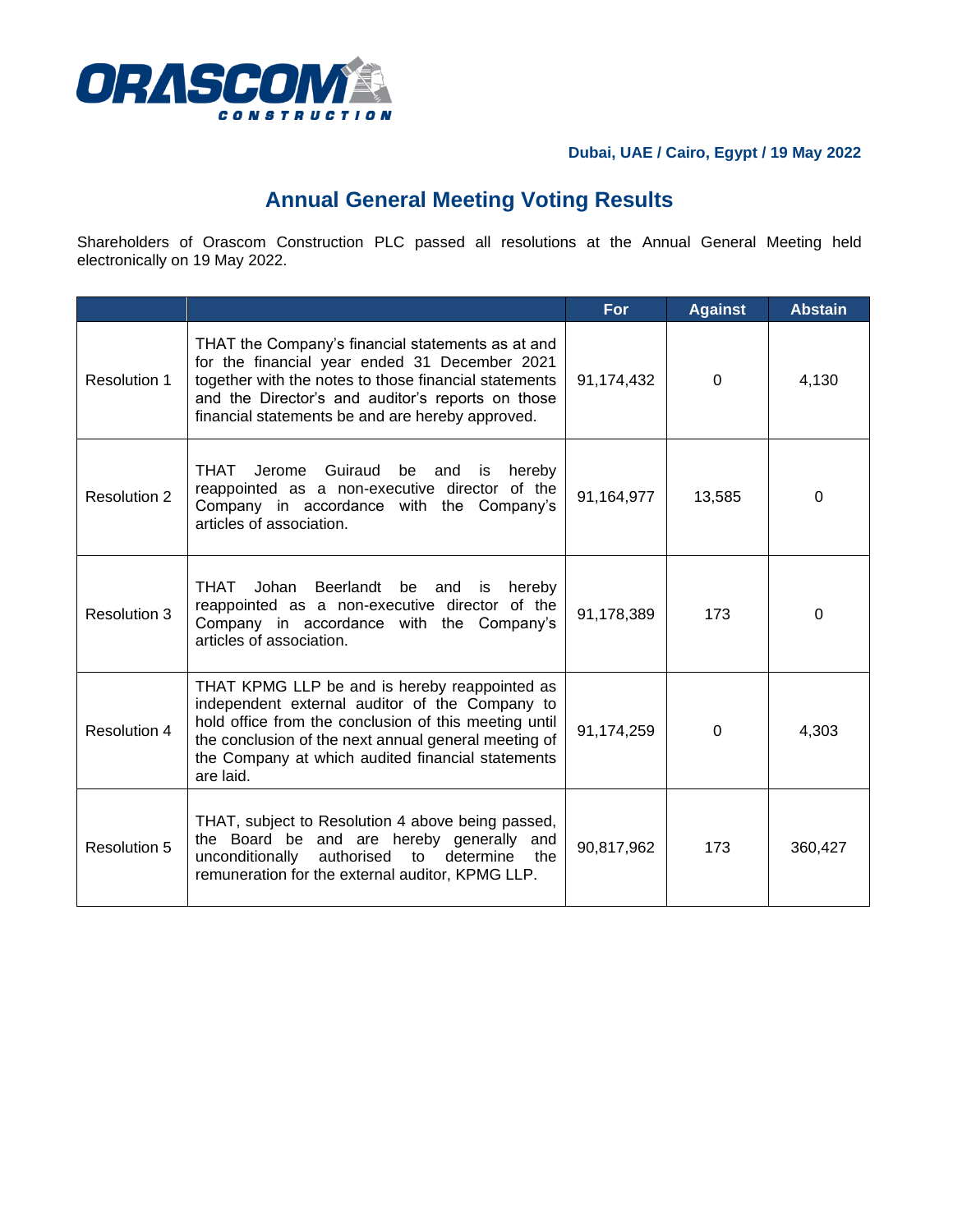ORASCOM CONSTRUCTION

**Dubai, UAE / Cairo, Egypt / 19 May 2022**

# Annual General Meeting Voting Results

Shareholders of Orascom Construction PLC passed all resolutions at the Annual General Meeting held electronically on 19 May 2022.

| | | For | Against | Abstain |
|---|---|---|---|---|
| Resolution 1 | THAT the Company's financial statements as at and for the financial year ended 31 December 2021 together with the notes to those financial statements and the Director's and auditor's reports on those financial statements be and are hereby approved. | 91,174,432 | 0 | 4,130 |
| Resolution 2 | THAT Jerome Guiraud be and is hereby reappointed as a non-executive director of the Company in accordance with the Company's articles of association. | 91,164,977 | 13,585 | 0 |
| Resolution 3 | THAT Johan Beerlandt be and is hereby reappointed as a non-executive director of the Company in accordance with the Company's articles of association. | 91,178,389 | 173 | 0 |
| Resolution 4 | THAT KPMG LLP be and is hereby reappointed as independent external auditor of the Company to hold office from the conclusion of this meeting until the conclusion of the next annual general meeting of the Company at which audited financial statements are laid. | 91,174,259 | 0 | 4,303 |
| Resolution 5 | THAT, subject to Resolution 4 above being passed, the Board be and are hereby generally and unconditionally authorised to determine the remuneration for the external auditor, KPMG LLP. | 90,817,962 | 173 | 360,427 |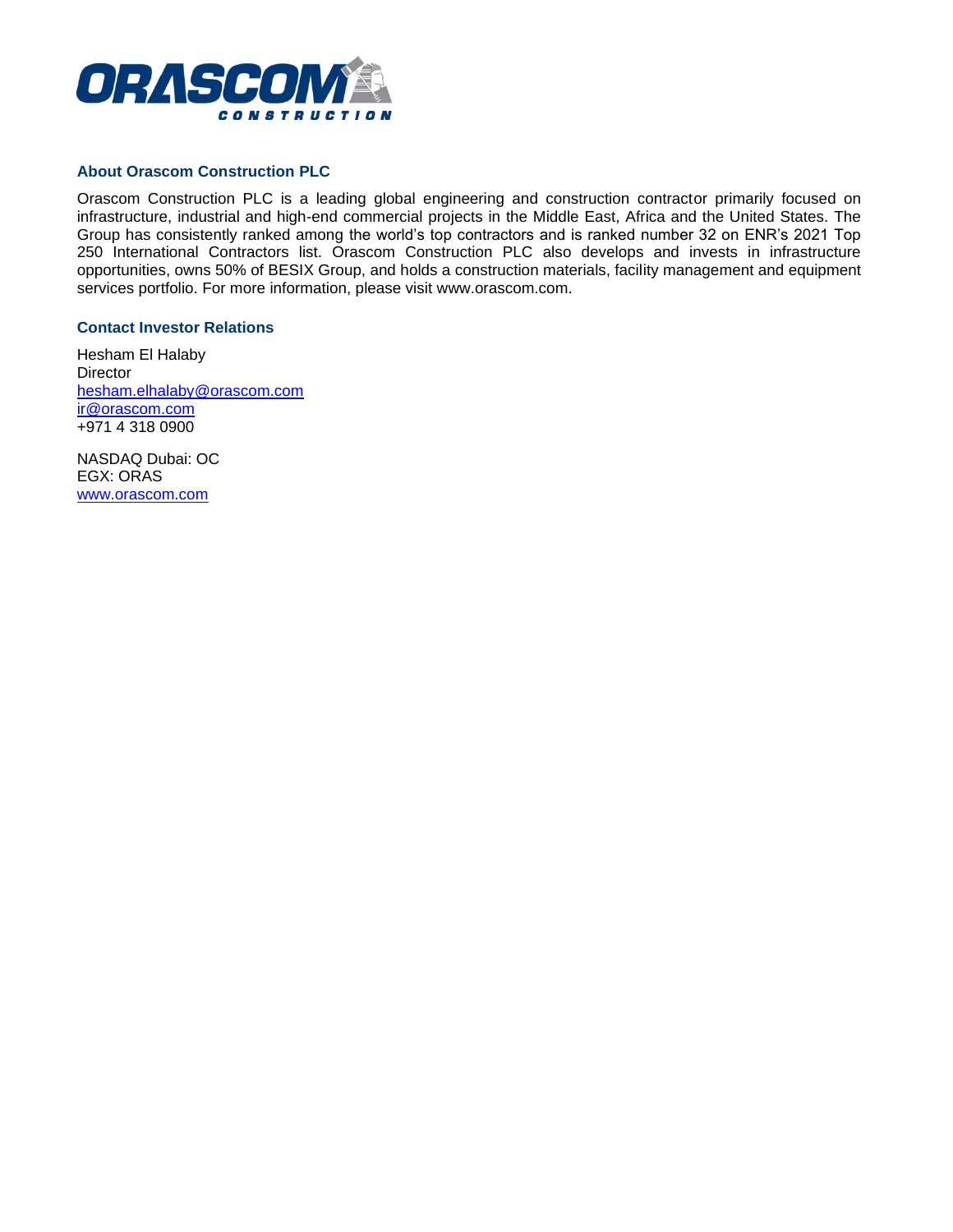### About Orascom Construction PLC

Orascom Construction PLC is a leading global engineering and construction contractor primarily focused on infrastructure, industrial and high-end commercial projects in the Middle East, Africa and the United States. The Group has consistently ranked among the world's top contractors and is ranked number 32 on ENR's 2021 Top 250 International Contractors list. Orascom Construction PLC also develops and invests in infrastructure opportunities, owns 50% of BESIX Group, and holds a construction materials, facility management and equipment services portfolio. For more information, please visit www.orascom.com.

### Contact Investor Relations

Hesham El Halaby
Director
hesham.elhalaby@orascom.com
ir@orascom.com
+971 4 318 0900

NASDAQ Dubai: OC
EGX: ORAS
www.orascom.com